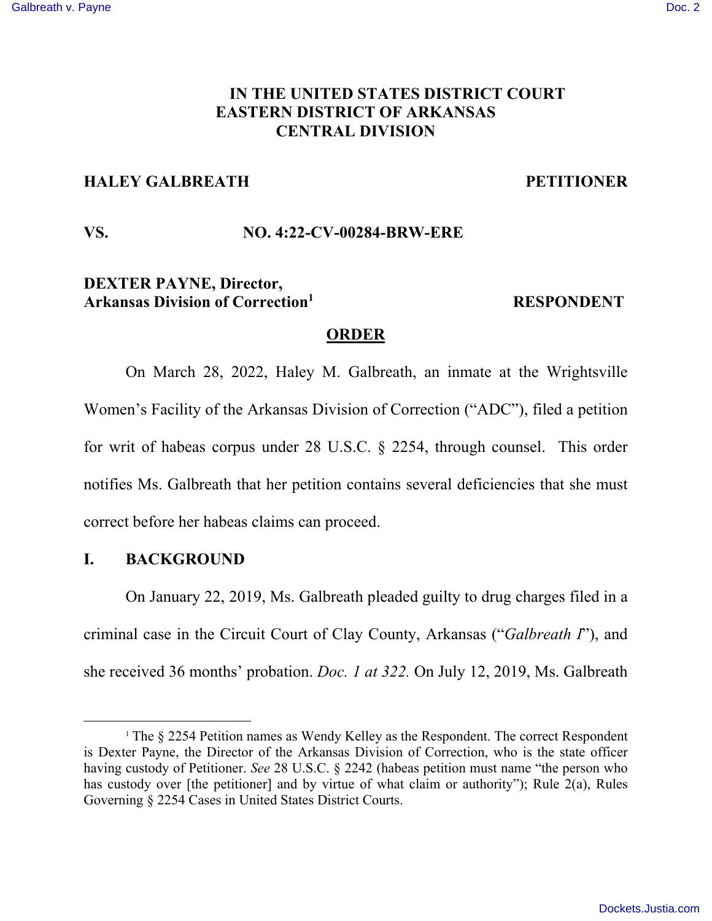**IN THE UNITED STATES DISTRICT COURT**
**EASTERN DISTRICT OF ARKANSAS**
**CENTRAL DIVISION**

**HALEY GALBREATH** **PETITIONER**

**VS.** **NO. 4:22-CV-00284-BRW-ERE**

**DEXTER PAYNE, Director, Arkansas Division of Correction**[1] **RESPONDENT**

## ORDER

On March 28, 2022, Haley M. Galbreath, an inmate at the Wrightsville Women's Facility of the Arkansas Division of Correction ("ADC"), filed a petition for writ of habeas corpus under 28 U.S.C. § 2254, through counsel. This order notifies Ms. Galbreath that her petition contains several deficiencies that she must correct before her habeas claims can proceed.

## I. BACKGROUND

On January 22, 2019, Ms. Galbreath pleaded guilty to drug charges filed in a criminal case in the Circuit Court of Clay County, Arkansas ("*Galbreath I*"), and she received 36 months' probation. *Doc. 1 at 322.* On July 12, 2019, Ms. Galbreath

---

[1] The § 2254 Petition names as Wendy Kelley as the Respondent. The correct Respondent is Dexter Payne, the Director of the Arkansas Division of Correction, who is the state officer having custody of Petitioner. *See* 28 U.S.C. § 2242 (habeas petition must name "the person who has custody over [the petitioner] and by virtue of what claim or authority"); Rule 2(a), Rules Governing § 2254 Cases in United States District Courts.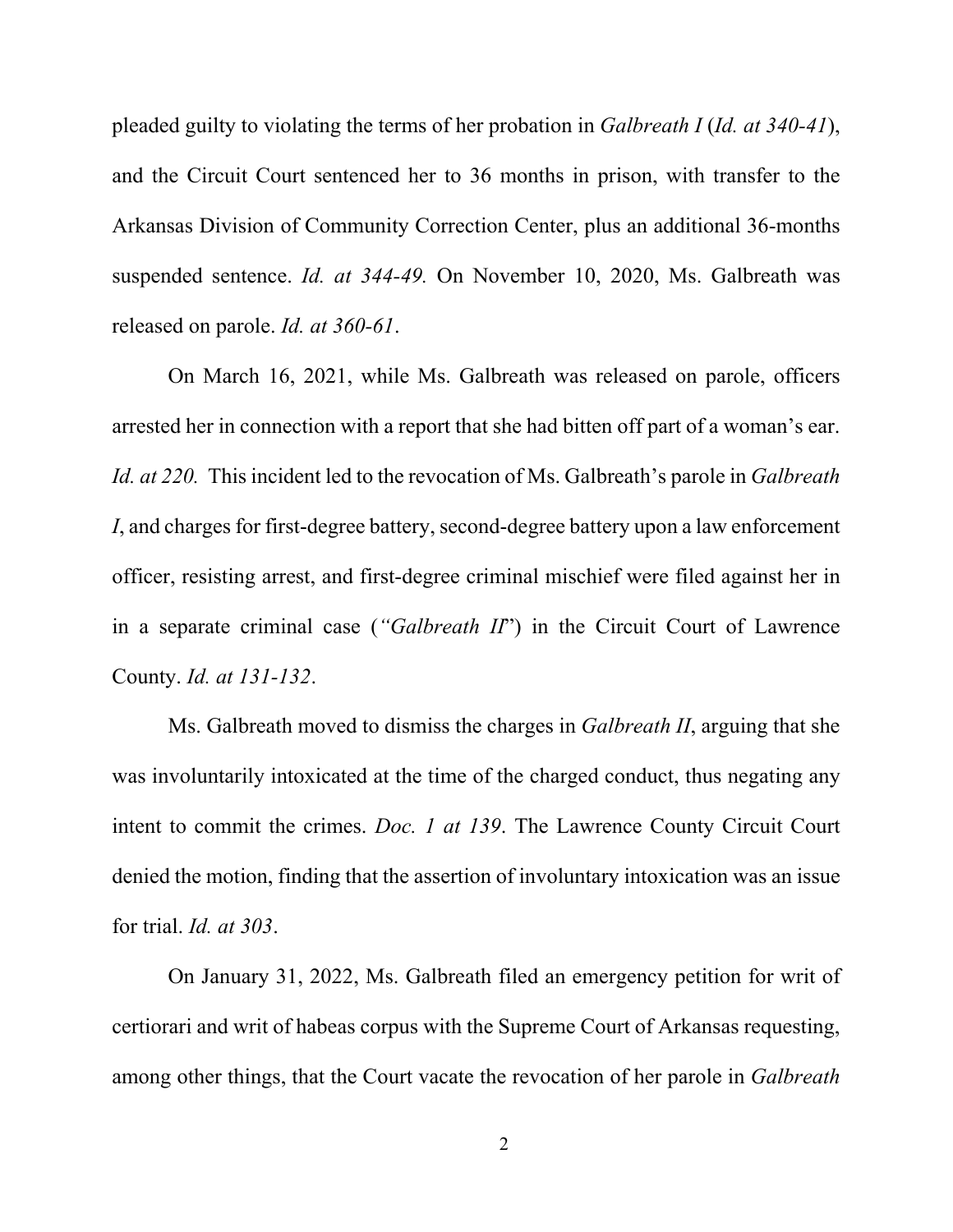pleaded guilty to violating the terms of her probation in *Galbreath I* (*Id. at 340-41*), and the Circuit Court sentenced her to 36 months in prison, with transfer to the Arkansas Division of Community Correction Center, plus an additional 36-months suspended sentence. *Id. at 344-49.* On November 10, 2020, Ms. Galbreath was released on parole. *Id. at 360-61*.

On March 16, 2021, while Ms. Galbreath was released on parole, officers arrested her in connection with a report that she had bitten off part of a woman's ear. *Id. at 220.* This incident led to the revocation of Ms. Galbreath's parole in *Galbreath I*, and charges for first-degree battery, second-degree battery upon a law enforcement officer, resisting arrest, and first-degree criminal mischief were filed against her in in a separate criminal case (*"Galbreath II*") in the Circuit Court of Lawrence County. *Id. at 131-132*.

Ms. Galbreath moved to dismiss the charges in *Galbreath II*, arguing that she was involuntarily intoxicated at the time of the charged conduct, thus negating any intent to commit the crimes. *Doc. 1 at 139*. The Lawrence County Circuit Court denied the motion, finding that the assertion of involuntary intoxication was an issue for trial. *Id. at 303*.

On January 31, 2022, Ms. Galbreath filed an emergency petition for writ of certiorari and writ of habeas corpus with the Supreme Court of Arkansas requesting, among other things, that the Court vacate the revocation of her parole in *Galbreath*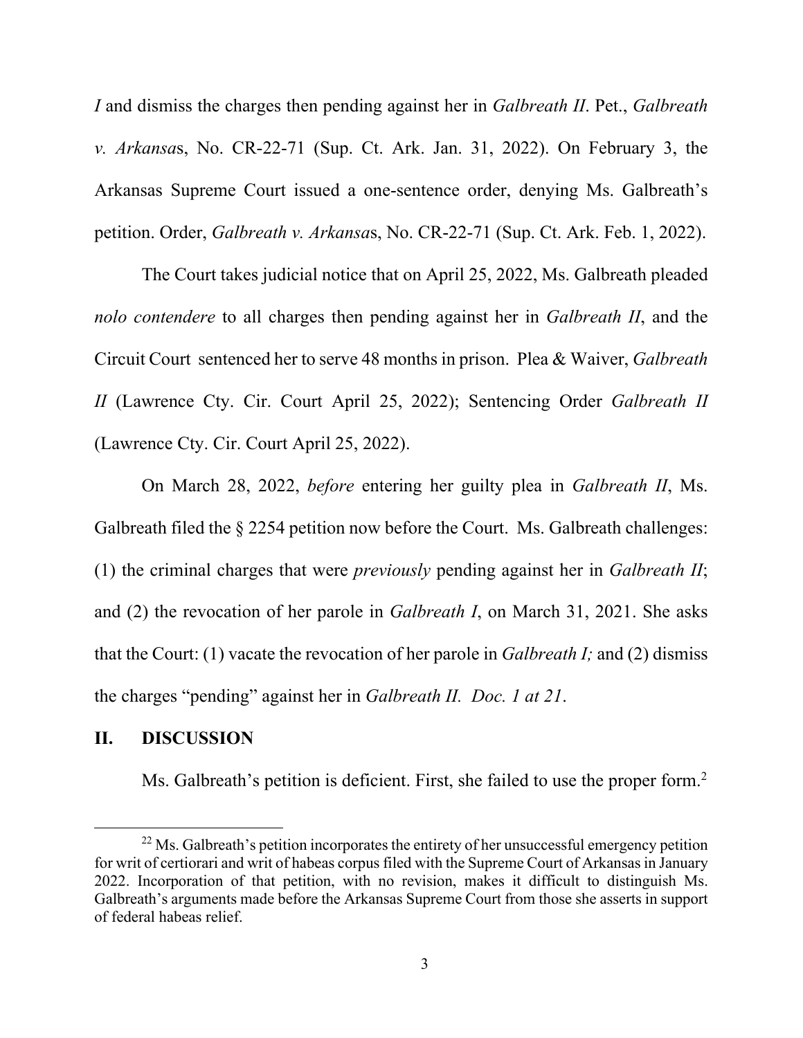*I* and dismiss the charges then pending against her in *Galbreath II*. Pet., *Galbreath v. Arkansas*, No. CR-22-71 (Sup. Ct. Ark. Jan. 31, 2022). On February 3, the Arkansas Supreme Court issued a one-sentence order, denying Ms. Galbreath's petition. Order, *Galbreath v. Arkansas*, No. CR-22-71 (Sup. Ct. Ark. Feb. 1, 2022).

The Court takes judicial notice that on April 25, 2022, Ms. Galbreath pleaded *nolo contendere* to all charges then pending against her in *Galbreath II*, and the Circuit Court sentenced her to serve 48 months in prison. Plea & Waiver, *Galbreath II* (Lawrence Cty. Cir. Court April 25, 2022); Sentencing Order *Galbreath II* (Lawrence Cty. Cir. Court April 25, 2022).

On March 28, 2022, *before* entering her guilty plea in *Galbreath II*, Ms. Galbreath filed the § 2254 petition now before the Court. Ms. Galbreath challenges: (1) the criminal charges that were *previously* pending against her in *Galbreath II*; and (2) the revocation of her parole in *Galbreath I*, on March 31, 2021. She asks that the Court: (1) vacate the revocation of her parole in *Galbreath I;* and (2) dismiss the charges "pending" against her in *Galbreath II. Doc. 1 at 21*.

## II. DISCUSSION

Ms. Galbreath's petition is deficient. First, she failed to use the proper form.[2]

---

[22] Ms. Galbreath's petition incorporates the entirety of her unsuccessful emergency petition for writ of certiorari and writ of habeas corpus filed with the Supreme Court of Arkansas in January 2022. Incorporation of that petition, with no revision, makes it difficult to distinguish Ms. Galbreath's arguments made before the Arkansas Supreme Court from those she asserts in support of federal habeas relief.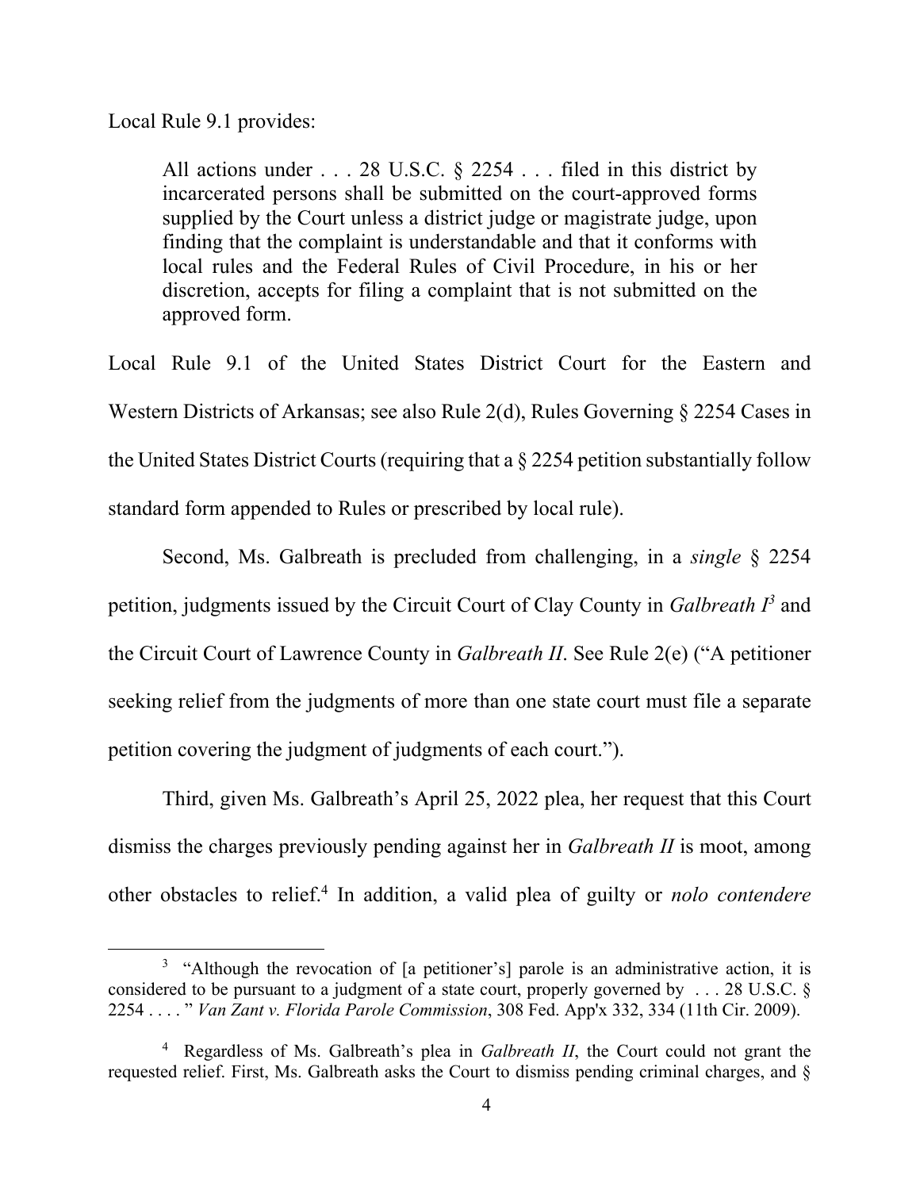Local Rule 9.1 provides:

> All actions under . . . 28 U.S.C. § 2254 . . . filed in this district by incarcerated persons shall be submitted on the court-approved forms supplied by the Court unless a district judge or magistrate judge, upon finding that the complaint is understandable and that it conforms with local rules and the Federal Rules of Civil Procedure, in his or her discretion, accepts for filing a complaint that is not submitted on the approved form.

Local Rule 9.1 of the United States District Court for the Eastern and Western Districts of Arkansas; see also Rule 2(d), Rules Governing § 2254 Cases in the United States District Courts (requiring that a § 2254 petition substantially follow standard form appended to Rules or prescribed by local rule).

Second, Ms. Galbreath is precluded from challenging, in a *single* § 2254 petition, judgments issued by the Circuit Court of Clay County in *Galbreath I*[3] and the Circuit Court of Lawrence County in *Galbreath II*. See Rule 2(e) ("A petitioner seeking relief from the judgments of more than one state court must file a separate petition covering the judgment of judgments of each court.").

Third, given Ms. Galbreath's April 25, 2022 plea, her request that this Court dismiss the charges previously pending against her in *Galbreath II* is moot, among other obstacles to relief.[4] In addition, a valid plea of guilty or *nolo contendere*

---

[3] "Although the revocation of [a petitioner's] parole is an administrative action, it is considered to be pursuant to a judgment of a state court, properly governed by . . . 28 U.S.C. § 2254 . . . . " *Van Zant v. Florida Parole Commission*, 308 Fed. App'x 332, 334 (11th Cir. 2009).

[4] Regardless of Ms. Galbreath's plea in *Galbreath II*, the Court could not grant the requested relief. First, Ms. Galbreath asks the Court to dismiss pending criminal charges, and §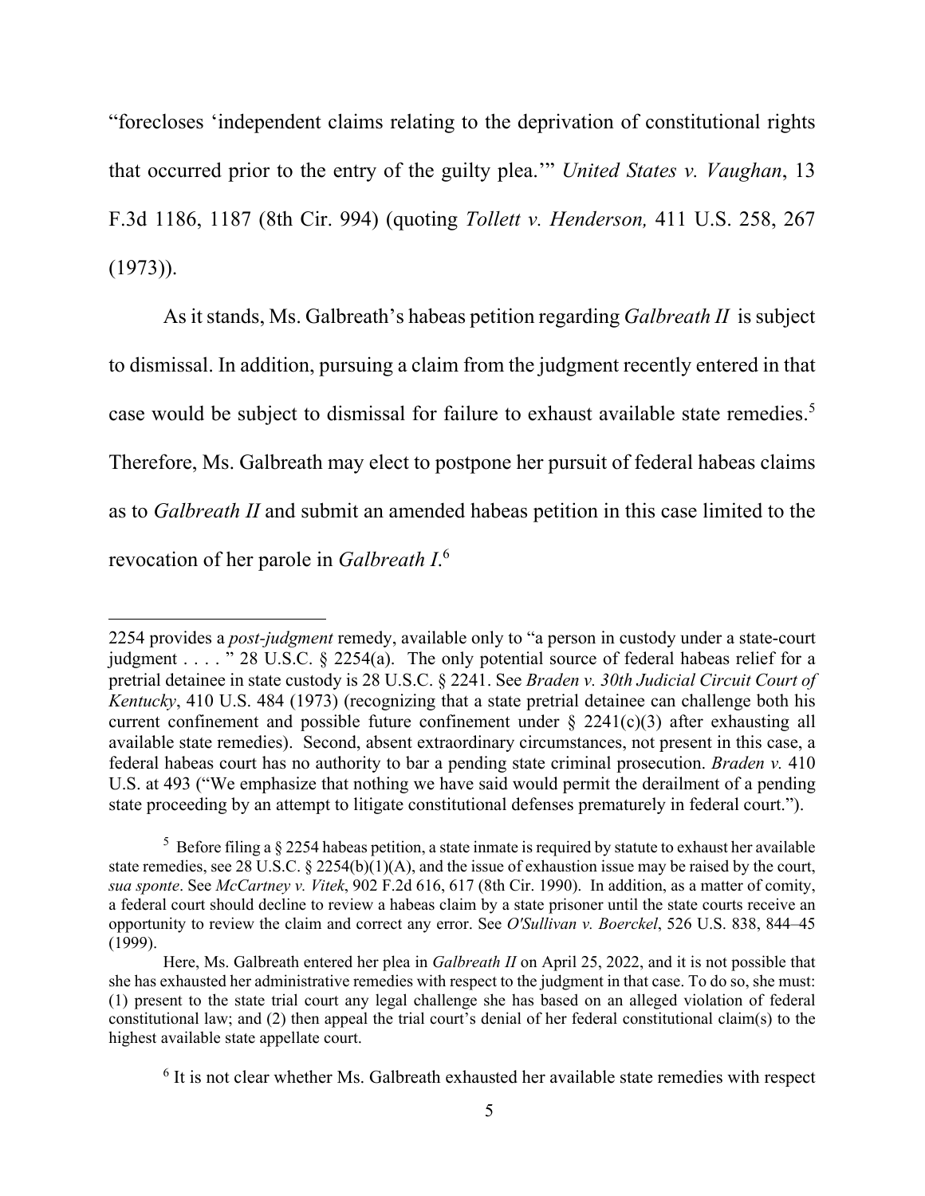"forecloses 'independent claims relating to the deprivation of constitutional rights that occurred prior to the entry of the guilty plea.'" *United States v. Vaughan*, 13 F.3d 1186, 1187 (8th Cir. 994) (quoting *Tollett v. Henderson,* 411 U.S. 258, 267 (1973)).

As it stands, Ms. Galbreath's habeas petition regarding *Galbreath II* is subject to dismissal. In addition, pursuing a claim from the judgment recently entered in that case would be subject to dismissal for failure to exhaust available state remedies.[5] Therefore, Ms. Galbreath may elect to postpone her pursuit of federal habeas claims as to *Galbreath II* and submit an amended habeas petition in this case limited to the revocation of her parole in *Galbreath I*.[6]

---

2254 provides a *post-judgment* remedy, available only to "a person in custody under a state-court judgment . . . . " 28 U.S.C. § 2254(a). The only potential source of federal habeas relief for a pretrial detainee in state custody is 28 U.S.C. § 2241. See *Braden v. 30th Judicial Circuit Court of Kentucky*, 410 U.S. 484 (1973) (recognizing that a state pretrial detainee can challenge both his current confinement and possible future confinement under § 2241(c)(3) after exhausting all available state remedies). Second, absent extraordinary circumstances, not present in this case, a federal habeas court has no authority to bar a pending state criminal prosecution. *Braden v.* 410 U.S. at 493 ("We emphasize that nothing we have said would permit the derailment of a pending state proceeding by an attempt to litigate constitutional defenses prematurely in federal court.").

[5] Before filing a § 2254 habeas petition, a state inmate is required by statute to exhaust her available state remedies, see 28 U.S.C. § 2254(b)(1)(A), and the issue of exhaustion issue may be raised by the court, *sua sponte*. See *McCartney v. Vitek*, 902 F.2d 616, 617 (8th Cir. 1990). In addition, as a matter of comity, a federal court should decline to review a habeas claim by a state prisoner until the state courts receive an opportunity to review the claim and correct any error. See *O'Sullivan v. Boerckel*, 526 U.S. 838, 844–45 (1999).

Here, Ms. Galbreath entered her plea in *Galbreath II* on April 25, 2022, and it is not possible that she has exhausted her administrative remedies with respect to the judgment in that case. To do so, she must: (1) present to the state trial court any legal challenge she has based on an alleged violation of federal constitutional law; and (2) then appeal the trial court's denial of her federal constitutional claim(s) to the highest available state appellate court.

[6] It is not clear whether Ms. Galbreath exhausted her available state remedies with respect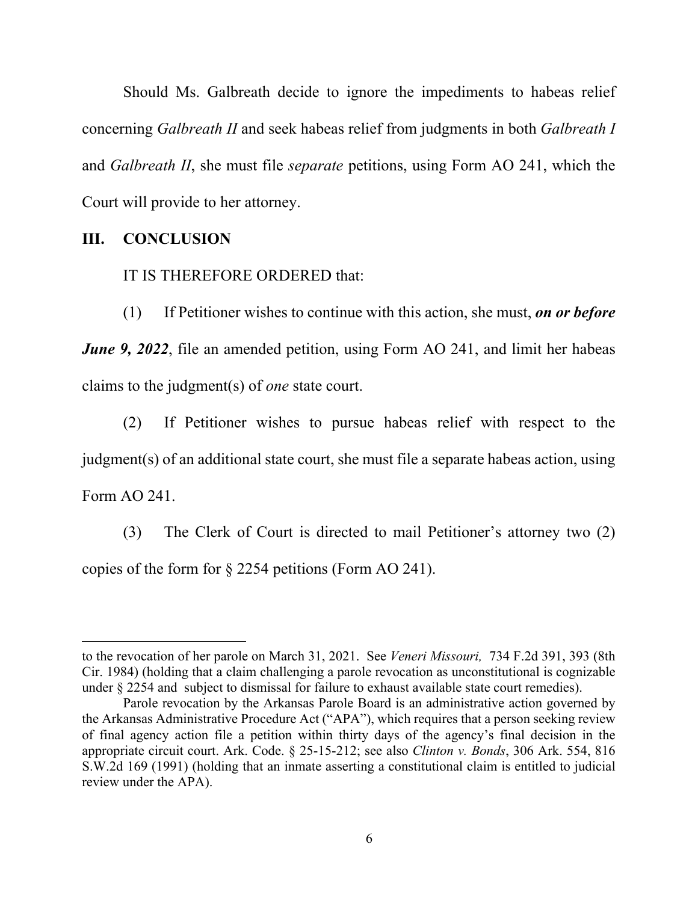Should Ms. Galbreath decide to ignore the impediments to habeas relief concerning *Galbreath II* and seek habeas relief from judgments in both *Galbreath I* and *Galbreath II*, she must file *separate* petitions, using Form AO 241, which the Court will provide to her attorney.

## III. CONCLUSION

IT IS THEREFORE ORDERED that:

(1) If Petitioner wishes to continue with this action, she must, ***on or before June 9, 2022***, file an amended petition, using Form AO 241, and limit her habeas claims to the judgment(s) of *one* state court.

(2) If Petitioner wishes to pursue habeas relief with respect to the judgment(s) of an additional state court, she must file a separate habeas action, using Form AO 241.

(3) The Clerk of Court is directed to mail Petitioner's attorney two (2) copies of the form for § 2254 petitions (Form AO 241).

---

to the revocation of her parole on March 31, 2021. See *Veneri Missouri,* 734 F.2d 391, 393 (8th Cir. 1984) (holding that a claim challenging a parole revocation as unconstitutional is cognizable under § 2254 and subject to dismissal for failure to exhaust available state court remedies).

Parole revocation by the Arkansas Parole Board is an administrative action governed by the Arkansas Administrative Procedure Act ("APA"), which requires that a person seeking review of final agency action file a petition within thirty days of the agency's final decision in the appropriate circuit court. Ark. Code. § 25-15-212; see also *Clinton v. Bonds*, 306 Ark. 554, 816 S.W.2d 169 (1991) (holding that an inmate asserting a constitutional claim is entitled to judicial review under the APA).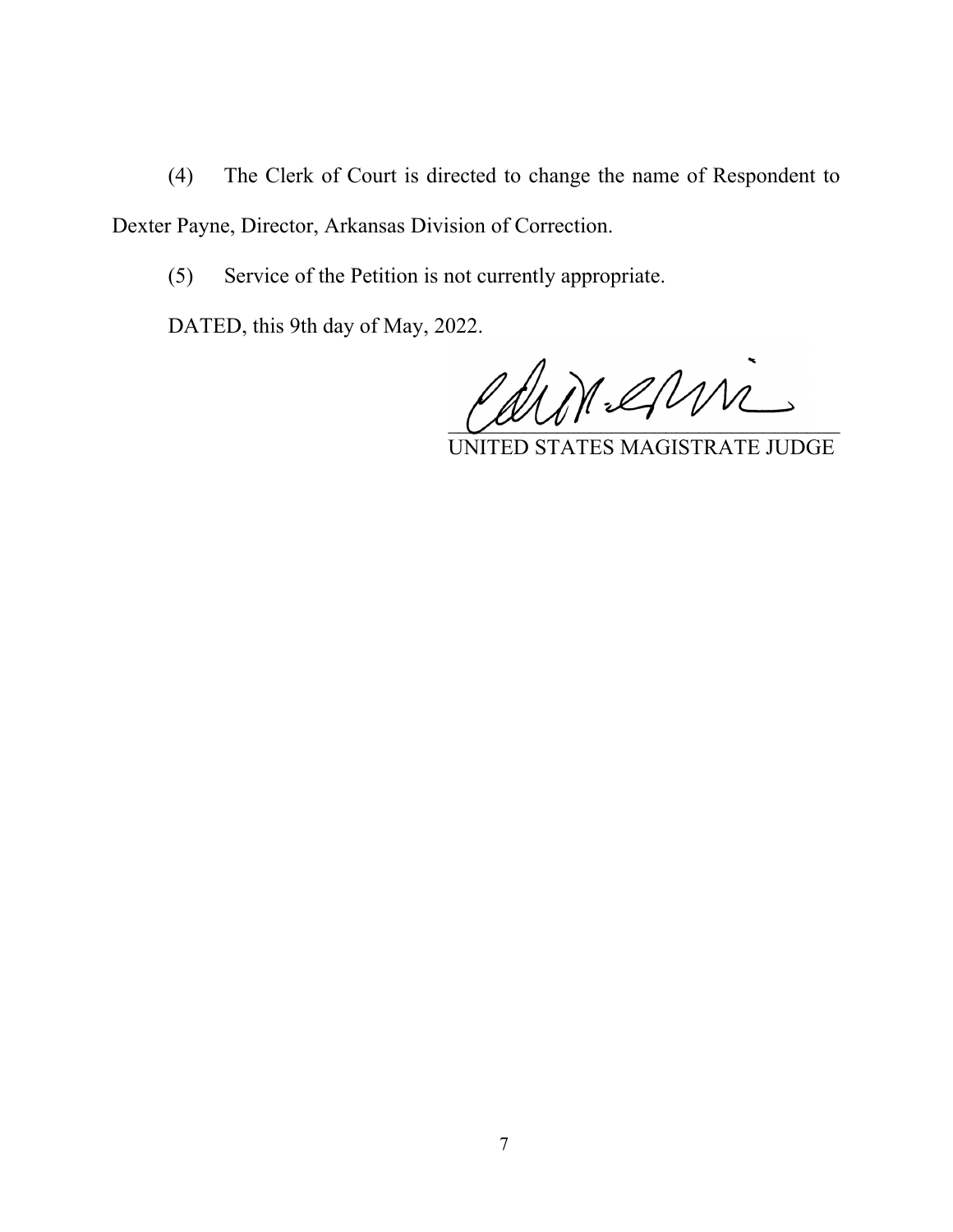(4) The Clerk of Court is directed to change the name of Respondent to Dexter Payne, Director, Arkansas Division of Correction.

(5) Service of the Petition is not currently appropriate.

DATED, this 9th day of May, 2022.

\_\_\_\_\_\_\_\_\_\_\_\_\_\_\_\_\_\_\_\_\_\_\_\_\_\_\_\_\_\_\_\_\_\_\_\_
UNITED STATES MAGISTRATE JUDGE